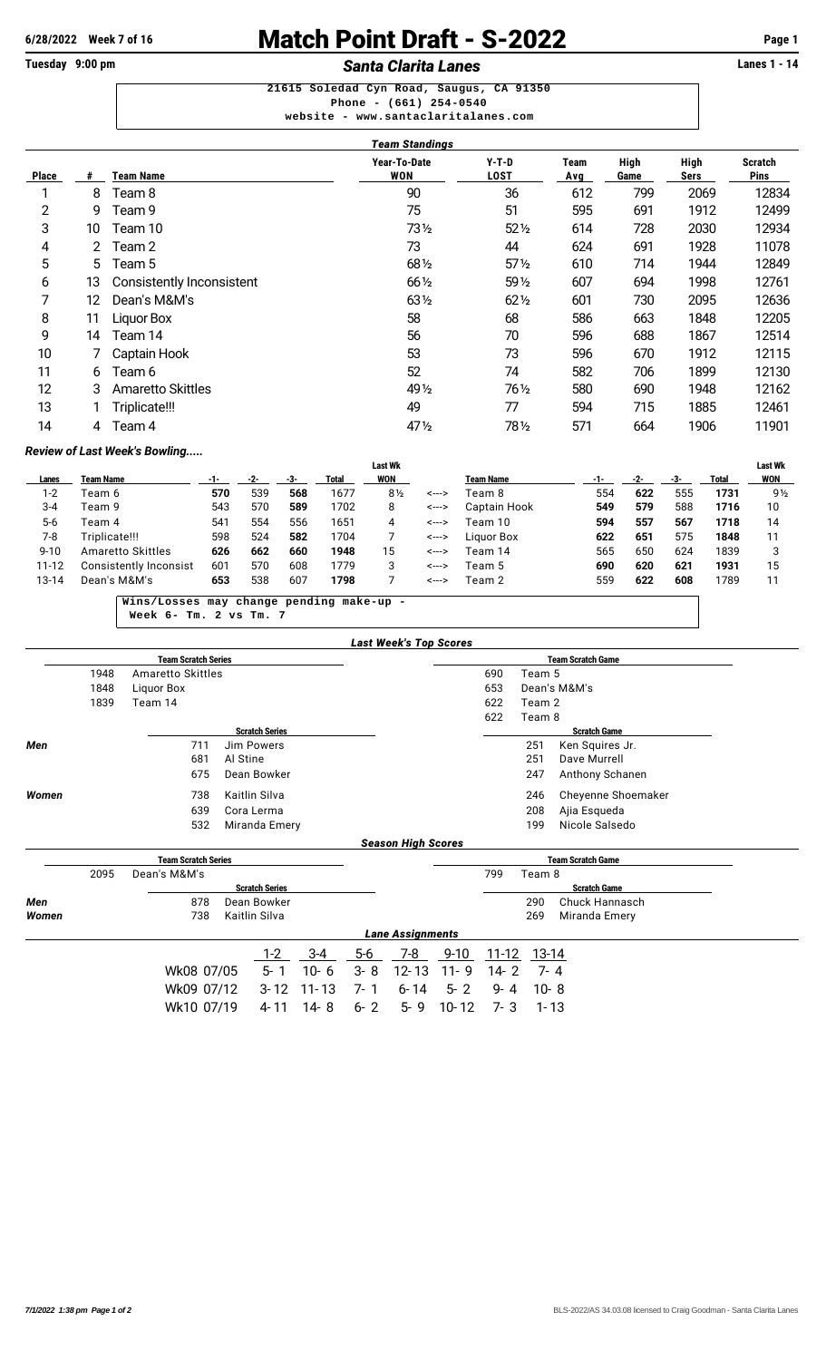# Match Point Draft - S-2022

6/28/2022 Week 7 of 16

Tuesday 9:00 pm

## *Santa Clarita Lanes*

Lanes 1 - 14

21615 Soledad Cyn Road, Saugus, CA 91350
Phone - (661) 254-0540
website - www.santaclaritalanes.com

### *Team Standings*

| Place | # | Team Name | Year-To-Date WON | Y-T-D LOST | Team Avg | High Game | High Sers | Scratch Pins |
|---|---|---|---|---|---|---|---|---|
| 1 | 8 | Team 8 | 90 | 36 | 612 | 799 | 2069 | 12834 |
| 2 | 9 | Team 9 | 75 | 51 | 595 | 691 | 1912 | 12499 |
| 3 | 10 | Team 10 | 73½ | 52½ | 614 | 728 | 2030 | 12934 |
| 4 | 2 | Team 2 | 73 | 44 | 624 | 691 | 1928 | 11078 |
| 5 | 5 | Team 5 | 68½ | 57½ | 610 | 714 | 1944 | 12849 |
| 6 | 13 | Consistently Inconsistent | 66½ | 59½ | 607 | 694 | 1998 | 12761 |
| 7 | 12 | Dean's M&M's | 63½ | 62½ | 601 | 730 | 2095 | 12636 |
| 8 | 11 | Liquor Box | 58 | 68 | 586 | 663 | 1848 | 12205 |
| 9 | 14 | Team 14 | 56 | 70 | 596 | 688 | 1867 | 12514 |
| 10 | 7 | Captain Hook | 53 | 73 | 596 | 670 | 1912 | 12115 |
| 11 | 6 | Team 6 | 52 | 74 | 582 | 706 | 1899 | 12130 |
| 12 | 3 | Amaretto Skittles | 49½ | 76½ | 580 | 690 | 1948 | 12162 |
| 13 | 1 | Triplicate!!! | 49 | 77 | 594 | 715 | 1885 | 12461 |
| 14 | 4 | Team 4 | 47½ | 78½ | 571 | 664 | 1906 | 11901 |

### *Review of Last Week's Bowling.....*

| Lanes | Team Name | -1- | -2- | -3- | Total | Last Wk WON | | Team Name | -1- | -2- | -3- | Total | Last Wk WON |
|---|---|---|---|---|---|---|---|---|---|---|---|---|---|
| 1-2 | Team 6 | **570** | 539 | **568** | 1677 | 8½ | <---> | Team 8 | 554 | **622** | 555 | **1731** | 9½ |
| 3-4 | Team 9 | 543 | 570 | **589** | 1702 | 8 | <---> | Captain Hook | **549** | **579** | 588 | **1716** | 10 |
| 5-6 | Team 4 | 541 | 554 | 556 | 1651 | 4 | <---> | Team 10 | **594** | **557** | **567** | **1718** | 14 |
| 7-8 | Triplicate!!! | 598 | 524 | **582** | 1704 | 7 | <---> | Liquor Box | **622** | **651** | 575 | **1848** | 11 |
| 9-10 | Amaretto Skittles | **626** | **662** | **660** | **1948** | 15 | <---> | Team 14 | 565 | 650 | 624 | 1839 | 3 |
| 11-12 | Consistently Inconsist | 601 | 570 | 608 | 1779 | 3 | <---> | Team 5 | **690** | **620** | **621** | **1931** | 15 |
| 13-14 | Dean's M&M's | **653** | 538 | 607 | **1798** | 7 | <---> | Team 2 | 559 | **622** | **608** | 1789 | 11 |

Wins/Losses may change pending make-up -
Week 6- Tm. 2 vs Tm. 7

### *Last Week's Top Scores*

| | Team Scratch Series | | Team Scratch Game | |
|---|---|---|---|---|
| | 1948 | Amaretto Skittles | 690 | Team 5 |
| | 1848 | Liquor Box | 653 | Dean's M&M's |
| | 1839 | Team 14 | 622 | Team 2 |
| | | | 622 | Team 8 |

| | Scratch Series | | Scratch Game | |
|---|---|---|---|---|
| Men | 711 | Jim Powers | 251 | Ken Squires Jr. |
| | 681 | Al Stine | 251 | Dave Murrell |
| | 675 | Dean Bowker | 247 | Anthony Schanen |
| Women | 738 | Kaitlin Silva | 246 | Cheyenne Shoemaker |
| | 639 | Cora Lerma | 208 | Ajia Esqueda |
| | 532 | Miranda Emery | 199 | Nicole Salsedo |

### *Season High Scores*

| | Team Scratch Series | | Team Scratch Game | |
|---|---|---|---|---|
| | 2095 | Dean's M&M's | 799 | Team 8 |

| | Scratch Series | | Scratch Game | |
|---|---|---|---|---|
| Men | 878 | Dean Bowker | 290 | Chuck Hannasch |
| Women | 738 | Kaitlin Silva | 269 | Miranda Emery |

### *Lane Assignments*

| | 1-2 | 3-4 | 5-6 | 7-8 | 9-10 | 11-12 | 13-14 |
|---|---|---|---|---|---|---|---|
| Wk08 07/05 | 5- 1 | 10- 6 | 3- 8 | 12- 13 | 11- 9 | 14- 2 | 7- 4 |
| Wk09 07/12 | 3- 12 | 11- 13 | 7- 1 | 6- 14 | 5- 2 | 9- 4 | 10- 8 |
| Wk10 07/19 | 4- 11 | 14- 8 | 6- 2 | 5- 9 | 10- 12 | 7- 3 | 1- 13 |

7/1/2022 1:38 pm Page 1 of 2 — BLS-2022/AS 34.03.08 licensed to Craig Goodman - Santa Clarita Lanes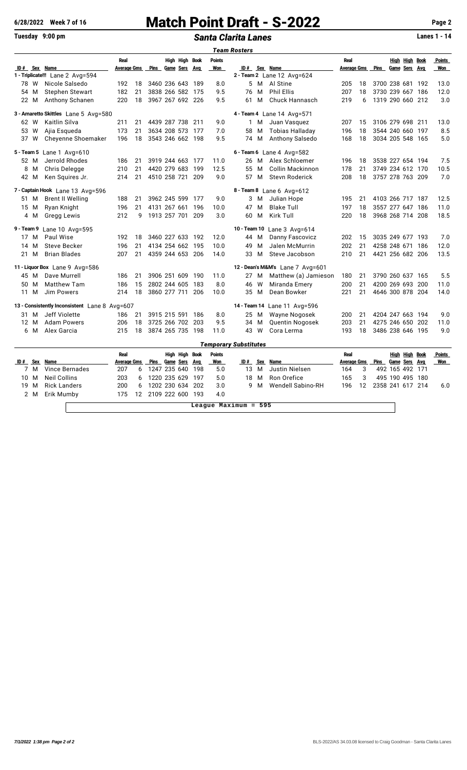# Match Point Draft - S-2022

**6/28/2022 Week 7 of 16**

**Tuesday 9:00 pm**

## *Santa Clarita Lanes*

**Lanes 1 - 14**

### *Team Rosters*

**1 - Triplicate!!! Lane 2 Avg=594**

| ID # | Sex | Name | Real Average | Gms | Pins | High Game | High Sers | Book Avg | Points Won |
|---|---|---|---|---|---|---|---|---|---|
| 78 | W | Nicole Salsedo | 192 | 18 | 3460 | 236 | 643 | 189 | 8.0 |
| 54 | M | Stephen Stewart | 182 | 21 | 3838 | 266 | 582 | 175 | 9.5 |
| 22 | M | Anthony Schanen | 220 | 18 | 3967 | 267 | 692 | 226 | 9.5 |

**2 - Team 2 Lane 12 Avg=624**

| ID # | Sex | Name | Real Average | Gms | Pins | High Game | High Sers | Book Avg | Points Won |
|---|---|---|---|---|---|---|---|---|---|
| 5 | M | Al Stine | 205 | 18 | 3700 | 238 | 681 | 192 | 13.0 |
| 76 | M | Phil Ellis | 207 | 18 | 3730 | 239 | 667 | 186 | 12.0 |
| 61 | M | Chuck Hannasch | 219 | 6 | 1319 | 290 | 660 | 212 | 3.0 |

**3 - Amaretto Skittles Lane 5 Avg=580**

| ID # | Sex | Name | Real Average | Gms | Pins | High Game | High Sers | Book Avg | Points Won |
|---|---|---|---|---|---|---|---|---|---|
| 62 | W | Kaitlin Silva | 211 | 21 | 4439 | 287 | 738 | 211 | 9.0 |
| 53 | W | Ajia Esqueda | 173 | 21 | 3634 | 208 | 573 | 177 | 7.0 |
| 37 | W | Cheyenne Shoemaker | 196 | 18 | 3543 | 246 | 662 | 198 | 9.5 |

**4 - Team 4 Lane 14 Avg=571**

| ID # | Sex | Name | Real Average | Gms | Pins | High Game | High Sers | Book Avg | Points Won |
|---|---|---|---|---|---|---|---|---|---|
| 1 | M | Juan Vasquez | 207 | 15 | 3106 | 279 | 698 | 211 | 13.0 |
| 58 | M | Tobias Halladay | 196 | 18 | 3544 | 240 | 660 | 197 | 8.5 |
| 74 | M | Anthony Salsedo | 168 | 18 | 3034 | 205 | 548 | 165 | 5.0 |

**5 - Team 5 Lane 1 Avg=610**

| ID # | Sex | Name | Real Average | Gms | Pins | High Game | High Sers | Book Avg | Points Won |
|---|---|---|---|---|---|---|---|---|---|
| 52 | M | Jerrold Rhodes | 186 | 21 | 3919 | 244 | 663 | 177 | 11.0 |
| 8 | M | Chris Delegge | 210 | 21 | 4420 | 279 | 683 | 199 | 12.5 |
| 42 | M | Ken Squires Jr. | 214 | 21 | 4510 | 258 | 721 | 209 | 9.0 |

**6 - Team 6 Lane 4 Avg=582**

| ID # | Sex | Name | Real Average | Gms | Pins | High Game | High Sers | Book Avg | Points Won |
|---|---|---|---|---|---|---|---|---|---|
| 26 | M | Alex Schloemer | 196 | 18 | 3538 | 227 | 654 | 194 | 7.5 |
| 55 | M | Collin Mackinnon | 178 | 21 | 3749 | 234 | 612 | 170 | 10.5 |
| 57 | M | Stevn Roderick | 208 | 18 | 3757 | 278 | 763 | 209 | 7.0 |

**7 - Captain Hook Lane 13 Avg=596**

| ID # | Sex | Name | Real Average | Gms | Pins | High Game | High Sers | Book Avg | Points Won |
|---|---|---|---|---|---|---|---|---|---|
| 51 | M | Brent II Welling | 188 | 21 | 3962 | 245 | 599 | 177 | 9.0 |
| 15 | M | Ryan Knight | 196 | 21 | 4131 | 267 | 661 | 196 | 10.0 |
| 4 | M | Gregg Lewis | 212 | 9 | 1913 | 257 | 701 | 209 | 3.0 |

**8 - Team 8 Lane 6 Avg=612**

| ID # | Sex | Name | Real Average | Gms | Pins | High Game | High Sers | Book Avg | Points Won |
|---|---|---|---|---|---|---|---|---|---|
| 3 | M | Julian Hope | 195 | 21 | 4103 | 266 | 717 | 187 | 12.5 |
| 47 | M | Blake Tull | 197 | 18 | 3557 | 277 | 647 | 186 | 11.0 |
| 60 | M | Kirk Tull | 220 | 18 | 3968 | 268 | 714 | 208 | 18.5 |

**9 - Team 9 Lane 10 Avg=595**

| ID # | Sex | Name | Real Average | Gms | Pins | High Game | High Sers | Book Avg | Points Won |
|---|---|---|---|---|---|---|---|---|---|
| 17 | M | Paul Wise | 192 | 18 | 3460 | 227 | 633 | 192 | 12.0 |
| 14 | M | Steve Becker | 196 | 21 | 4134 | 254 | 662 | 195 | 10.0 |
| 21 | M | Brian Blades | 207 | 21 | 4359 | 244 | 653 | 206 | 14.0 |

**10 - Team 10 Lane 3 Avg=614**

| ID # | Sex | Name | Real Average | Gms | Pins | High Game | High Sers | Book Avg | Points Won |
|---|---|---|---|---|---|---|---|---|---|
| 44 | M | Danny Fascovicz | 202 | 15 | 3035 | 249 | 677 | 193 | 7.0 |
| 49 | M | Jalen McMurrin | 202 | 21 | 4258 | 248 | 671 | 186 | 12.0 |
| 33 | M | Steve Jacobson | 210 | 21 | 4421 | 256 | 682 | 206 | 13.5 |

**11 - Liquor Box Lane 9 Avg=586**

| ID # | Sex | Name | Real Average | Gms | Pins | High Game | High Sers | Book Avg | Points Won |
|---|---|---|---|---|---|---|---|---|---|
| 45 | M | Dave Murrell | 186 | 21 | 3906 | 251 | 609 | 190 | 11.0 |
| 50 | M | Matthew Tam | 186 | 15 | 2802 | 244 | 605 | 183 | 8.0 |
| 11 | M | Jim Powers | 214 | 18 | 3860 | 277 | 711 | 206 | 10.0 |

**12 - Dean's M&M's Lane 7 Avg=601**

| ID # | Sex | Name | Real Average | Gms | Pins | High Game | High Sers | Book Avg | Points Won |
|---|---|---|---|---|---|---|---|---|---|
| 27 | M | Matthew (a) Jamieson | 180 | 21 | 3790 | 260 | 637 | 165 | 5.5 |
| 46 | W | Miranda Emery | 200 | 21 | 4200 | 269 | 693 | 200 | 11.0 |
| 35 | M | Dean Bowker | 221 | 21 | 4646 | 300 | 878 | 204 | 14.0 |

**13 - Consistently Inconsistent Lane 8 Avg=607**

| ID # | Sex | Name | Real Average | Gms | Pins | High Game | High Sers | Book Avg | Points Won |
|---|---|---|---|---|---|---|---|---|---|
| 31 | M | Jeff Violette | 186 | 21 | 3915 | 215 | 591 | 186 | 8.0 |
| 12 | M | Adam Powers | 206 | 18 | 3725 | 266 | 702 | 203 | 9.5 |
| 6 | M | Alex Garcia | 215 | 18 | 3874 | 265 | 735 | 198 | 11.0 |

**14 - Team 14 Lane 11 Avg=596**

| ID # | Sex | Name | Real Average | Gms | Pins | High Game | High Sers | Book Avg | Points Won |
|---|---|---|---|---|---|---|---|---|---|
| 25 | M | Wayne Nogosek | 200 | 21 | 4204 | 247 | 663 | 194 | 9.0 |
| 34 | M | Quentin Nogosek | 203 | 21 | 4275 | 246 | 650 | 202 | 11.0 |
| 43 | W | Cora Lerma | 193 | 18 | 3486 | 238 | 646 | 195 | 9.0 |

### *Temporary Substitutes*

| ID # | Sex | Name | Real Average | Gms | Pins | High Game | High Sers | Book Avg | Points Won |
|---|---|---|---|---|---|---|---|---|---|
| 7 | M | Vince Bernades | 207 | 6 | 1247 | 235 | 640 | 198 | 5.0 |
| 10 | M | Neil Collins | 203 | 6 | 1220 | 235 | 629 | 197 | 5.0 |
| 19 | M | Rick Landers | 200 | 6 | 1202 | 230 | 634 | 202 | 3.0 |
| 2 | M | Erik Mumby | 175 | 12 | 2109 | 222 | 600 | 193 | 4.0 |
| 13 | M | Justin Nielsen | 164 | 3 | 492 | 165 | 492 | 171 | |
| 18 | M | Ron Orefice | 165 | 3 | 495 | 190 | 495 | 180 | |
| 9 | M | Wendell Sabino-RH | 196 | 12 | 2358 | 241 | 617 | 214 | 6.0 |

League Maximum = 595